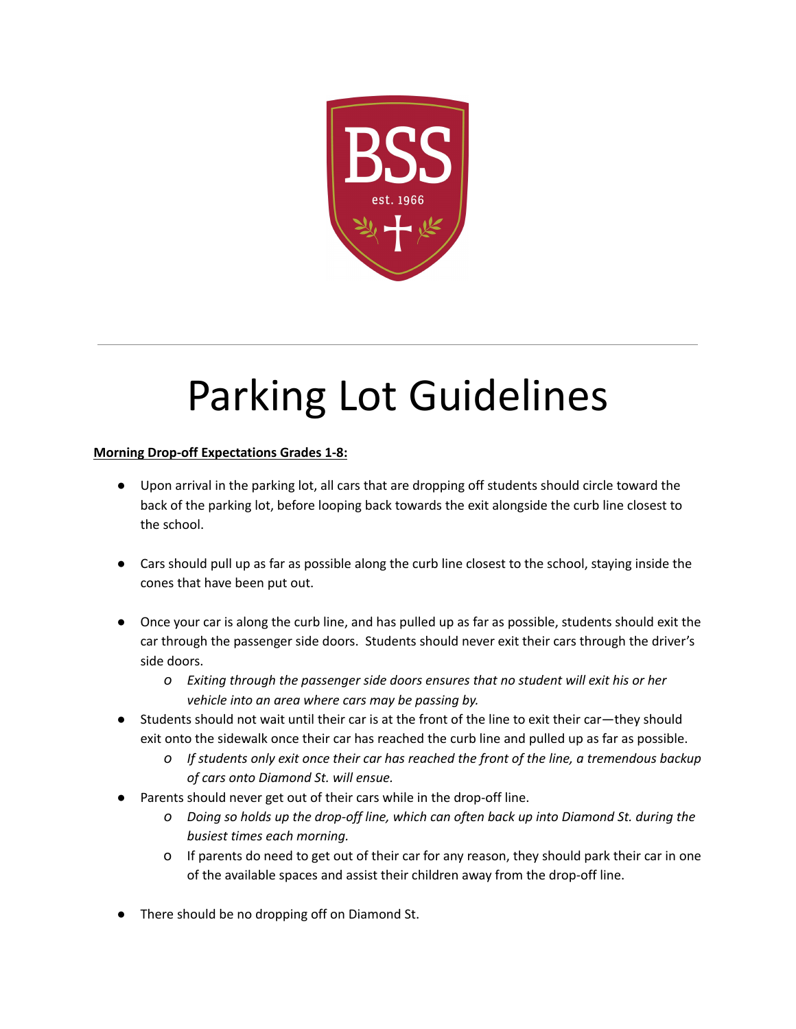# Parking Lot Guidelines

**Morning Drop-off Expectations Grades 1-8:**

- Upon arrival in the parking lot, all cars that are dropping off students should circle toward the back of the parking lot, before looping back towards the exit alongside the curb line closest to the school.
- Cars should pull up as far as possible along the curb line closest to the school, staying inside the cones that have been put out.
- Once your car is along the curb line, and has pulled up as far as possible, students should exit the car through the passenger side doors. Students should never exit their cars through the driver's side doors.
  - *Exiting through the passenger side doors ensures that no student will exit his or her vehicle into an area where cars may be passing by.*
- Students should not wait until their car is at the front of the line to exit their car—they should exit onto the sidewalk once their car has reached the curb line and pulled up as far as possible.
  - *If students only exit once their car has reached the front of the line, a tremendous backup of cars onto Diamond St. will ensue.*
- Parents should never get out of their cars while in the drop-off line.
  - *Doing so holds up the drop-off line, which can often back up into Diamond St. during the busiest times each morning.*
  - If parents do need to get out of their car for any reason, they should park their car in one of the available spaces and assist their children away from the drop-off line.
- There should be no dropping off on Diamond St.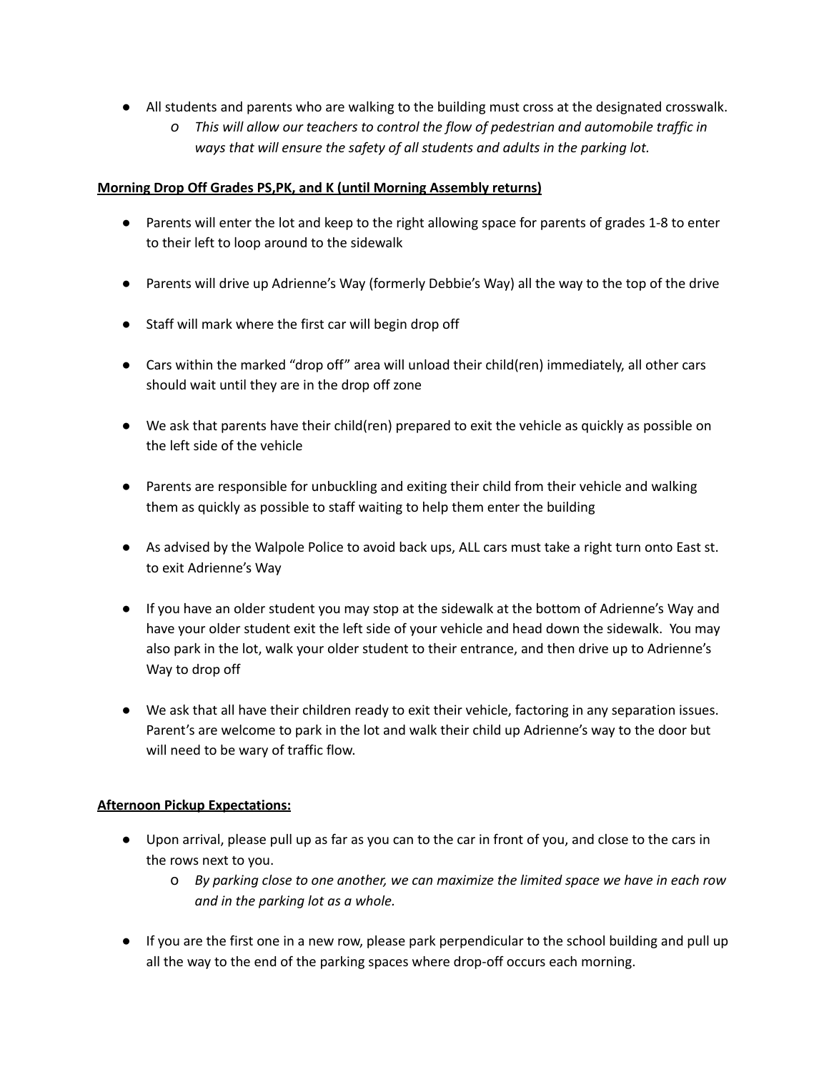- All students and parents who are walking to the building must cross at the designated crosswalk.
  - *This will allow our teachers to control the flow of pedestrian and automobile traffic in ways that will ensure the safety of all students and adults in the parking lot.*

**Morning Drop Off Grades PS,PK, and K (until Morning Assembly returns)**

- Parents will enter the lot and keep to the right allowing space for parents of grades 1-8 to enter to their left to loop around to the sidewalk

- Parents will drive up Adrienne's Way (formerly Debbie's Way) all the way to the top of the drive

- Staff will mark where the first car will begin drop off

- Cars within the marked "drop off" area will unload their child(ren) immediately, all other cars should wait until they are in the drop off zone

- We ask that parents have their child(ren) prepared to exit the vehicle as quickly as possible on the left side of the vehicle

- Parents are responsible for unbuckling and exiting their child from their vehicle and walking them as quickly as possible to staff waiting to help them enter the building

- As advised by the Walpole Police to avoid back ups, ALL cars must take a right turn onto East st. to exit Adrienne's Way

- If you have an older student you may stop at the sidewalk at the bottom of Adrienne's Way and have your older student exit the left side of your vehicle and head down the sidewalk. You may also park in the lot, walk your older student to their entrance, and then drive up to Adrienne's Way to drop off

- We ask that all have their children ready to exit their vehicle, factoring in any separation issues. Parent's are welcome to park in the lot and walk their child up Adrienne's way to the door but will need to be wary of traffic flow.

**Afternoon Pickup Expectations:**

- Upon arrival, please pull up as far as you can to the car in front of you, and close to the cars in the rows next to you.
  - *By parking close to one another, we can maximize the limited space we have in each row and in the parking lot as a whole.*

- If you are the first one in a new row, please park perpendicular to the school building and pull up all the way to the end of the parking spaces where drop-off occurs each morning.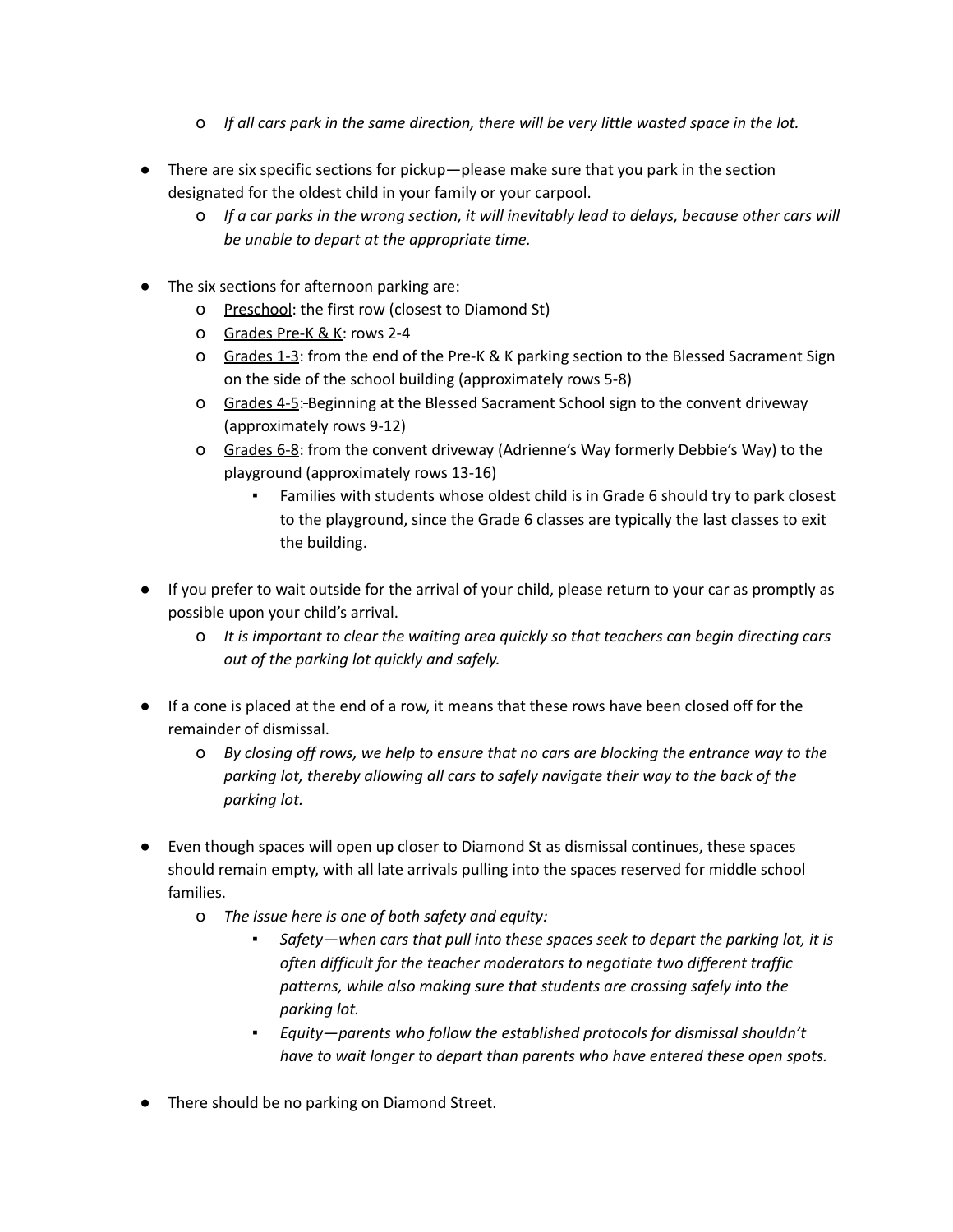- *If all cars park in the same direction, there will be very little wasted space in the lot.*

- There are six specific sections for pickup—please make sure that you park in the section designated for the oldest child in your family or your carpool.
  - *If a car parks in the wrong section, it will inevitably lead to delays, because other cars will be unable to depart at the appropriate time.*

- The six sections for afternoon parking are:
  - <u>Preschool</u>: the first row (closest to Diamond St)
  - <u>Grades Pre-K & K</u>: rows 2-4
  - <u>Grades 1-3</u>: from the end of the Pre-K & K parking section to the Blessed Sacrament Sign on the side of the school building (approximately rows 5-8)
  - <u>Grades 4-5</u>: Beginning at the Blessed Sacrament School sign to the convent driveway (approximately rows 9-12)
  - <u>Grades 6-8</u>: from the convent driveway (Adrienne's Way formerly Debbie's Way) to the playground (approximately rows 13-16)
    - Families with students whose oldest child is in Grade 6 should try to park closest to the playground, since the Grade 6 classes are typically the last classes to exit the building.

- If you prefer to wait outside for the arrival of your child, please return to your car as promptly as possible upon your child's arrival.
  - *It is important to clear the waiting area quickly so that teachers can begin directing cars out of the parking lot quickly and safely.*

- If a cone is placed at the end of a row, it means that these rows have been closed off for the remainder of dismissal.
  - *By closing off rows, we help to ensure that no cars are blocking the entrance way to the parking lot, thereby allowing all cars to safely navigate their way to the back of the parking lot.*

- Even though spaces will open up closer to Diamond St as dismissal continues, these spaces should remain empty, with all late arrivals pulling into the spaces reserved for middle school families.
  - *The issue here is one of both safety and equity:*
    - *Safety—when cars that pull into these spaces seek to depart the parking lot, it is often difficult for the teacher moderators to negotiate two different traffic patterns, while also making sure that students are crossing safely into the parking lot.*
    - *Equity—parents who follow the established protocols for dismissal shouldn't have to wait longer to depart than parents who have entered these open spots.*

- There should be no parking on Diamond Street.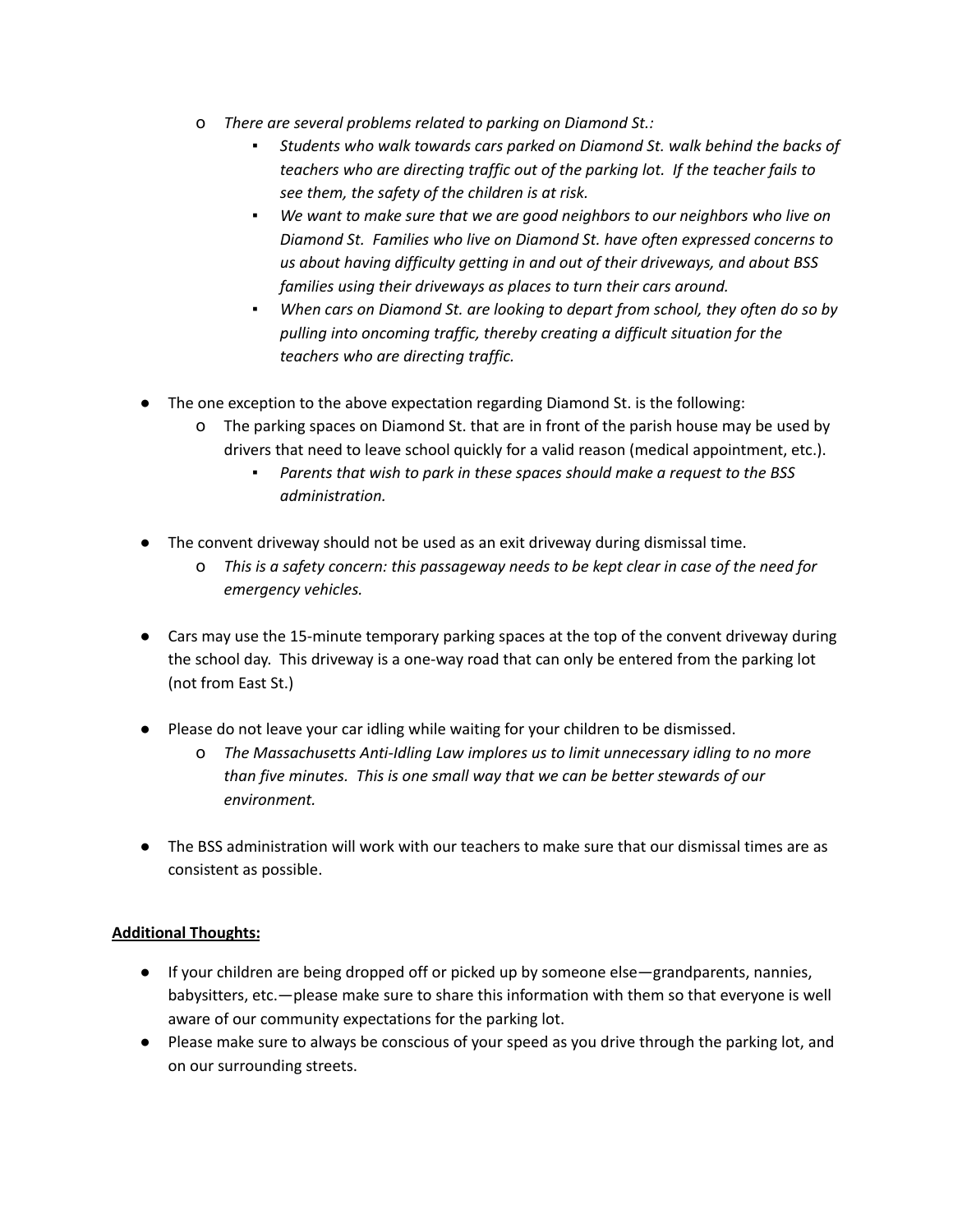- *There are several problems related to parking on Diamond St.:*
    - *Students who walk towards cars parked on Diamond St. walk behind the backs of teachers who are directing traffic out of the parking lot. If the teacher fails to see them, the safety of the children is at risk.*
    - *We want to make sure that we are good neighbors to our neighbors who live on Diamond St. Families who live on Diamond St. have often expressed concerns to us about having difficulty getting in and out of their driveways, and about BSS families using their driveways as places to turn their cars around.*
    - *When cars on Diamond St. are looking to depart from school, they often do so by pulling into oncoming traffic, thereby creating a difficult situation for the teachers who are directing traffic.*

- The one exception to the above expectation regarding Diamond St. is the following:
    - The parking spaces on Diamond St. that are in front of the parish house may be used by drivers that need to leave school quickly for a valid reason (medical appointment, etc.).
        - *Parents that wish to park in these spaces should make a request to the BSS administration.*

- The convent driveway should not be used as an exit driveway during dismissal time.
    - *This is a safety concern: this passageway needs to be kept clear in case of the need for emergency vehicles.*

- Cars may use the 15-minute temporary parking spaces at the top of the convent driveway during the school day. This driveway is a one-way road that can only be entered from the parking lot (not from East St.)

- Please do not leave your car idling while waiting for your children to be dismissed.
    - *The Massachusetts Anti-Idling Law implores us to limit unnecessary idling to no more than five minutes. This is one small way that we can be better stewards of our environment.*

- The BSS administration will work with our teachers to make sure that our dismissal times are as consistent as possible.

**Additional Thoughts:**

- If your children are being dropped off or picked up by someone else—grandparents, nannies, babysitters, etc.—please make sure to share this information with them so that everyone is well aware of our community expectations for the parking lot.
- Please make sure to always be conscious of your speed as you drive through the parking lot, and on our surrounding streets.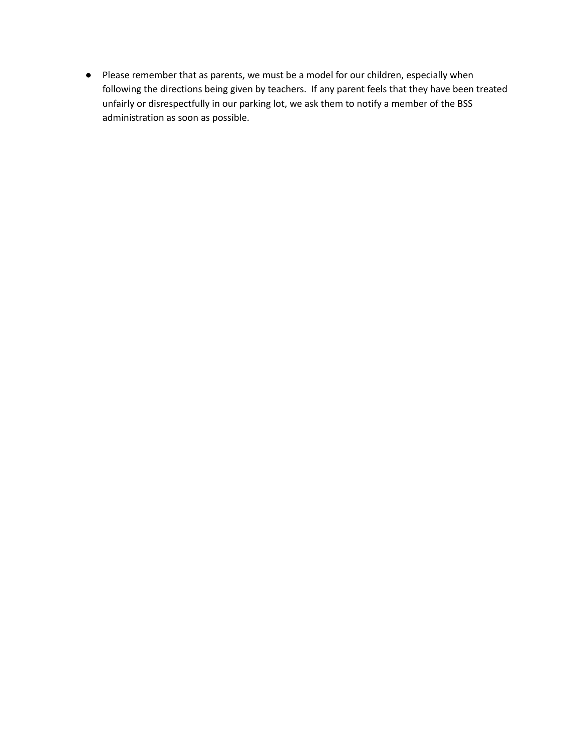- Please remember that as parents, we must be a model for our children, especially when following the directions being given by teachers.  If any parent feels that they have been treated unfairly or disrespectfully in our parking lot, we ask them to notify a member of the BSS administration as soon as possible.